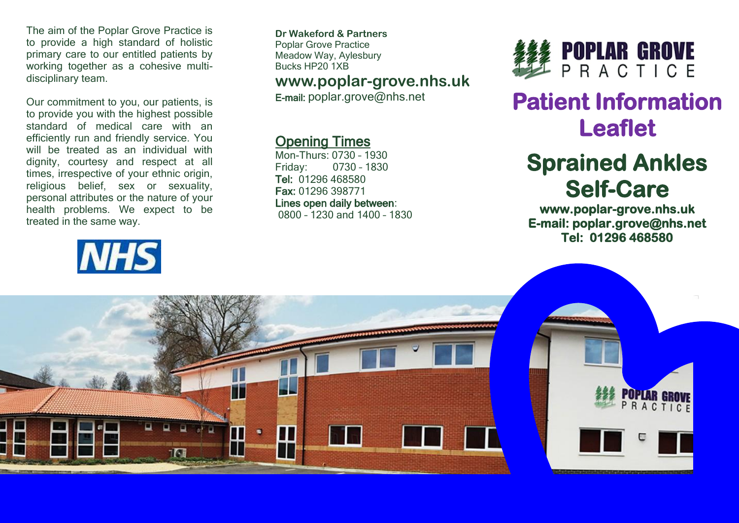The aim of the Poplar Grove Practice is to provide a high standard of holistic primary care to our entitled patients by working together as a cohesive multi-disciplinary team.

Our commitment to you, our patients, is to provide you with the highest possible standard of medical care with an efficiently run and friendly service. You will be treated as an individual with dignity, courtesy and respect at all times, irrespective of your ethnic origin, religious belief, sex or sexuality, personal attributes or the nature of your health problems. We expect to be treated in the same way.

NHS

**Dr Wakeford & Partners**
Poplar Grove Practice
Meadow Way, Aylesbury
Bucks HP20 1XB

**www.poplar-grove.nhs.uk**

E-mail: poplar.grove@nhs.net

## Opening Times

Mon-Thurs: 0730 – 1930
Friday: 0730 – 1830
**Tel:** 01296 468580
**Fax:** 01296 398771
**Lines open daily between**:
0800 – 1230 and 1400 – 1830

POPLAR GROVE PRACTICE

# Patient Information Leaflet

# Sprained Ankles Self-Care

**www.poplar-grove.nhs.uk**
**E-mail: poplar.grove@nhs.net**
**Tel: 01296 468580**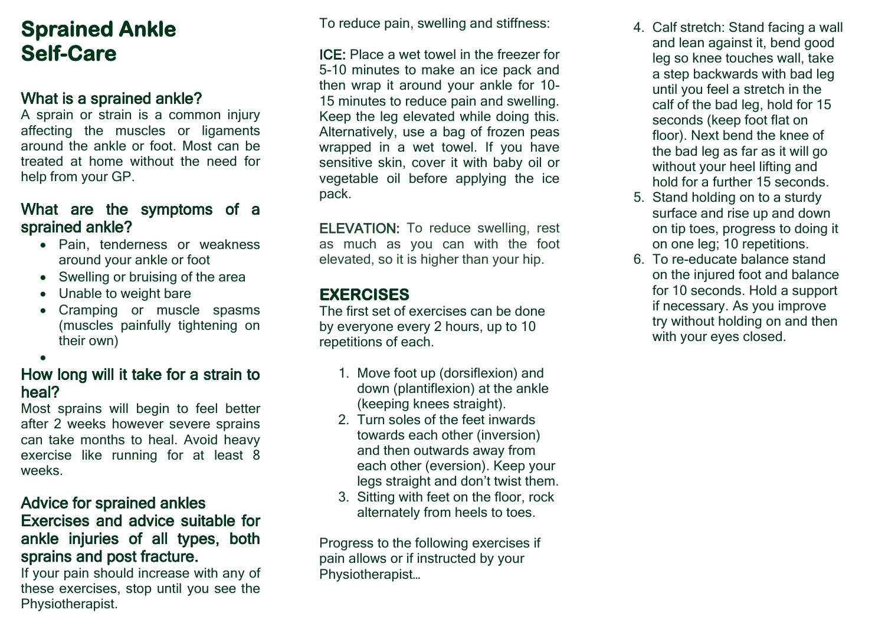# Sprained Ankle Self-Care

## What is a sprained ankle?

A sprain or strain is a common injury affecting the muscles or ligaments around the ankle or foot. Most can be treated at home without the need for help from your GP.

## What are the symptoms of a sprained ankle?

- Pain, tenderness or weakness around your ankle or foot
- Swelling or bruising of the area
- Unable to weight bare
- Cramping or muscle spasms (muscles painfully tightening on their own)

## How long will it take for a strain to heal?

Most sprains will begin to feel better after 2 weeks however severe sprains can take months to heal. Avoid heavy exercise like running for at least 8 weeks.

## Advice for sprained ankles

## Exercises and advice suitable for ankle injuries of all types, both sprains and post fracture.

If your pain should increase with any of these exercises, stop until you see the Physiotherapist.

To reduce pain, swelling and stiffness:

**ICE:** Place a wet towel in the freezer for 5-10 minutes to make an ice pack and then wrap it around your ankle for 10-15 minutes to reduce pain and swelling. Keep the leg elevated while doing this. Alternatively, use a bag of frozen peas wrapped in a wet towel. If you have sensitive skin, cover it with baby oil or vegetable oil before applying the ice pack.

**ELEVATION:** To reduce swelling, rest as much as you can with the foot elevated, so it is higher than your hip.

## EXERCISES

The first set of exercises can be done by everyone every 2 hours, up to 10 repetitions of each.

1. Move foot up (dorsiflexion) and down (plantiflexion) at the ankle (keeping knees straight).
2. Turn soles of the feet inwards towards each other (inversion) and then outwards away from each other (eversion). Keep your legs straight and don't twist them.
3. Sitting with feet on the floor, rock alternately from heels to toes.

Progress to the following exercises if pain allows or if instructed by your Physiotherapist…

4. Calf stretch: Stand facing a wall and lean against it, bend good leg so knee touches wall, take a step backwards with bad leg until you feel a stretch in the calf of the bad leg, hold for 15 seconds (keep foot flat on floor). Next bend the knee of the bad leg as far as it will go without your heel lifting and hold for a further 15 seconds.
5. Stand holding on to a sturdy surface and rise up and down on tip toes, progress to doing it on one leg; 10 repetitions.
6. To re-educate balance stand on the injured foot and balance for 10 seconds. Hold a support if necessary. As you improve try without holding on and then with your eyes closed.